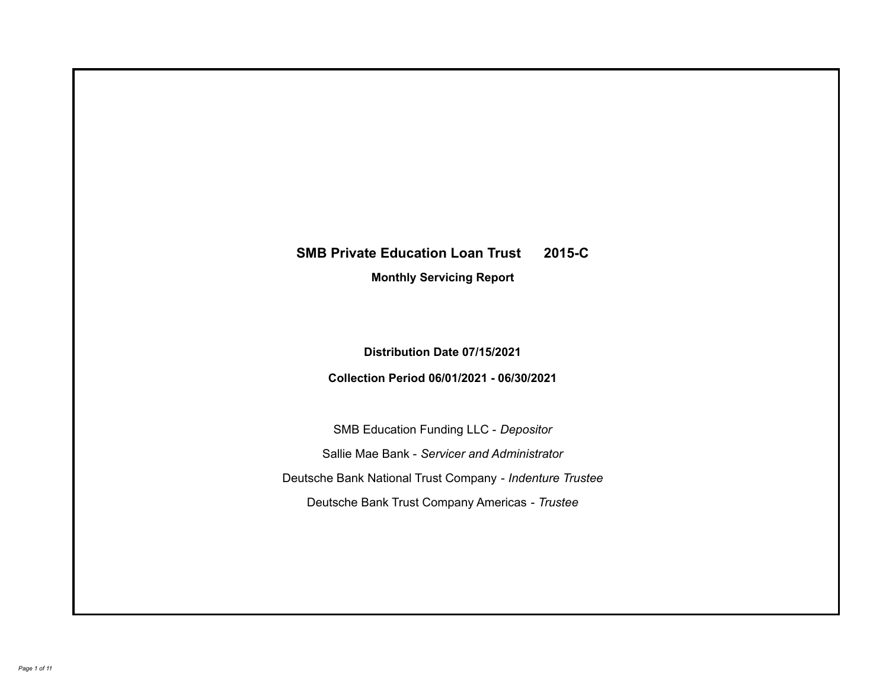# SMB Private Education Loan Trust 2015-C

**Monthly Servicing Report**

**Distribution Date 07/15/2021**

**Collection Period 06/01/2021 - 06/30/2021**

SMB Education Funding LLC - *Depositor*

Sallie Mae Bank - *Servicer and Administrator*

Deutsche Bank National Trust Company - *Indenture Trustee*

Deutsche Bank Trust Company Americas - *Trustee*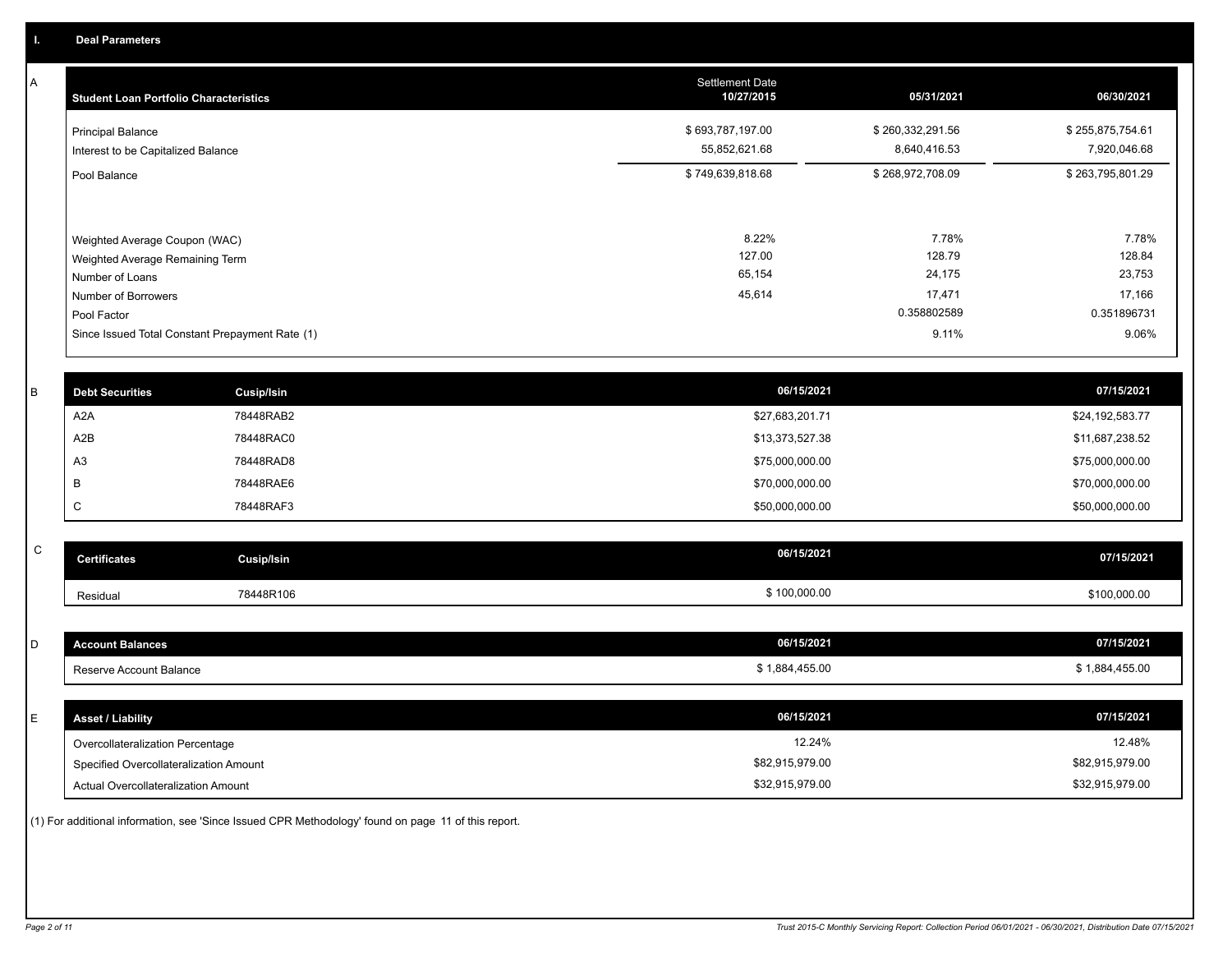## I. Deal Parameters

### A

| Student Loan Portfolio Characteristics | Settlement Date 10/27/2015 | 05/31/2021 | 06/30/2021 |
|---|---|---|---|
| Principal Balance | $ 693,787,197.00 | $ 260,332,291.56 | $ 255,875,754.61 |
| Interest to be Capitalized Balance | 55,852,621.68 | 8,640,416.53 | 7,920,046.68 |
| Pool Balance | $ 749,639,818.68 | $ 268,972,708.09 | $ 263,795,801.29 |
| Weighted Average Coupon (WAC) | 8.22% | 7.78% | 7.78% |
| Weighted Average Remaining Term | 127.00 | 128.79 | 128.84 |
| Number of Loans | 65,154 | 24,175 | 23,753 |
| Number of Borrowers | 45,614 | 17,471 | 17,166 |
| Pool Factor | | 0.358802589 | 0.351896731 |
| Since Issued Total Constant Prepayment Rate (1) | | 9.11% | 9.06% |

### B

| Debt Securities | Cusip/Isin | 06/15/2021 | 07/15/2021 |
|---|---|---|---|
| A2A | 78448RAB2 | $27,683,201.71 | $24,192,583.77 |
| A2B | 78448RAC0 | $13,373,527.38 | $11,687,238.52 |
| A3 | 78448RAD8 | $75,000,000.00 | $75,000,000.00 |
| B | 78448RAE6 | $70,000,000.00 | $70,000,000.00 |
| C | 78448RAF3 | $50,000,000.00 | $50,000,000.00 |

### C

| Certificates | Cusip/Isin | 06/15/2021 | 07/15/2021 |
|---|---|---|---|
| Residual | 78448R106 | $ 100,000.00 | $100,000.00 |

### D

| Account Balances | 06/15/2021 | 07/15/2021 |
|---|---|---|
| Reserve Account Balance | $ 1,884,455.00 | $ 1,884,455.00 |

### E

| Asset / Liability | 06/15/2021 | 07/15/2021 |
|---|---|---|
| Overcollateralization Percentage | 12.24% | 12.48% |
| Specified Overcollateralization Amount | $82,915,979.00 | $82,915,979.00 |
| Actual Overcollateralization Amount | $32,915,979.00 | $32,915,979.00 |

(1) For additional information, see 'Since Issued CPR Methodology' found on page 11 of this report.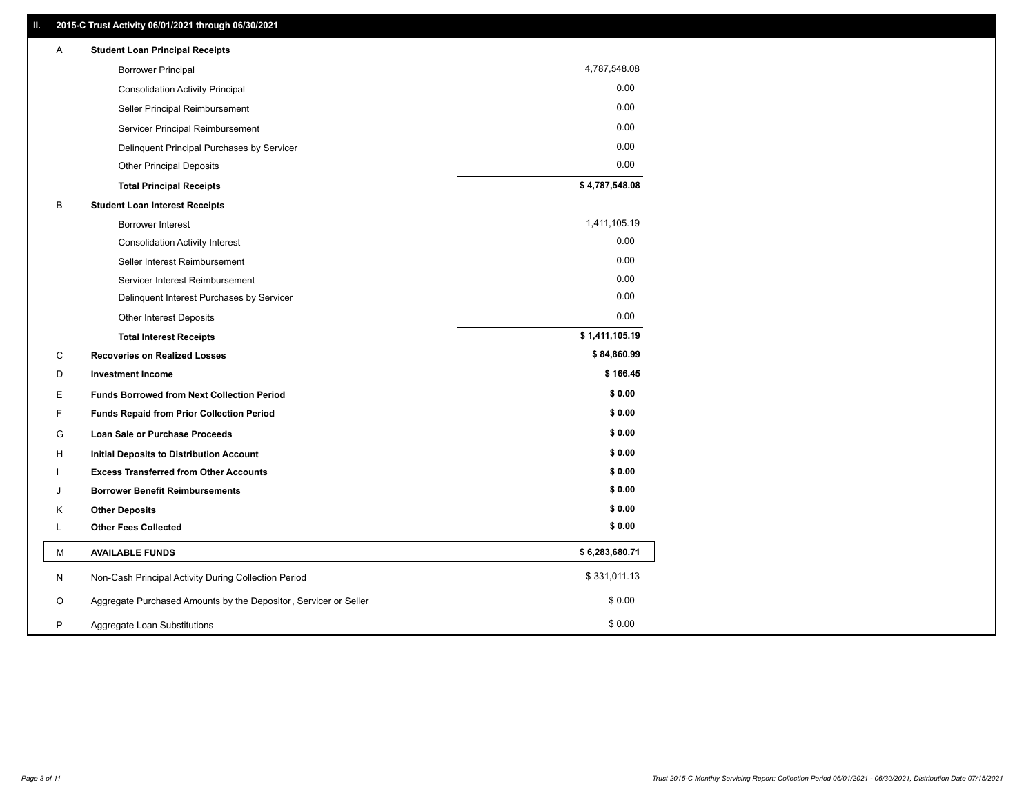## II. 2015-C Trust Activity 06/01/2021 through 06/30/2021

| | | |
|---|---|---|
| A | **Student Loan Principal Receipts** | |
| | Borrower Principal | 4,787,548.08 |
| | Consolidation Activity Principal | 0.00 |
| | Seller Principal Reimbursement | 0.00 |
| | Servicer Principal Reimbursement | 0.00 |
| | Delinquent Principal Purchases by Servicer | 0.00 |
| | Other Principal Deposits | 0.00 |
| | **Total Principal Receipts** | **$ 4,787,548.08** |
| B | **Student Loan Interest Receipts** | |
| | Borrower Interest | 1,411,105.19 |
| | Consolidation Activity Interest | 0.00 |
| | Seller Interest Reimbursement | 0.00 |
| | Servicer Interest Reimbursement | 0.00 |
| | Delinquent Interest Purchases by Servicer | 0.00 |
| | Other Interest Deposits | 0.00 |
| | **Total Interest Receipts** | **$ 1,411,105.19** |
| C | **Recoveries on Realized Losses** | **$ 84,860.99** |
| D | **Investment Income** | **$ 166.45** |
| E | **Funds Borrowed from Next Collection Period** | **$ 0.00** |
| F | **Funds Repaid from Prior Collection Period** | **$ 0.00** |
| G | **Loan Sale or Purchase Proceeds** | **$ 0.00** |
| H | **Initial Deposits to Distribution Account** | **$ 0.00** |
| I | **Excess Transferred from Other Accounts** | **$ 0.00** |
| J | **Borrower Benefit Reimbursements** | **$ 0.00** |
| K | **Other Deposits** | **$ 0.00** |
| L | **Other Fees Collected** | **$ 0.00** |
| M | **AVAILABLE FUNDS** | **$ 6,283,680.71** |
| N | Non-Cash Principal Activity During Collection Period | $ 331,011.13 |
| O | Aggregate Purchased Amounts by the Depositor, Servicer or Seller | $ 0.00 |
| P | Aggregate Loan Substitutions | $ 0.00 |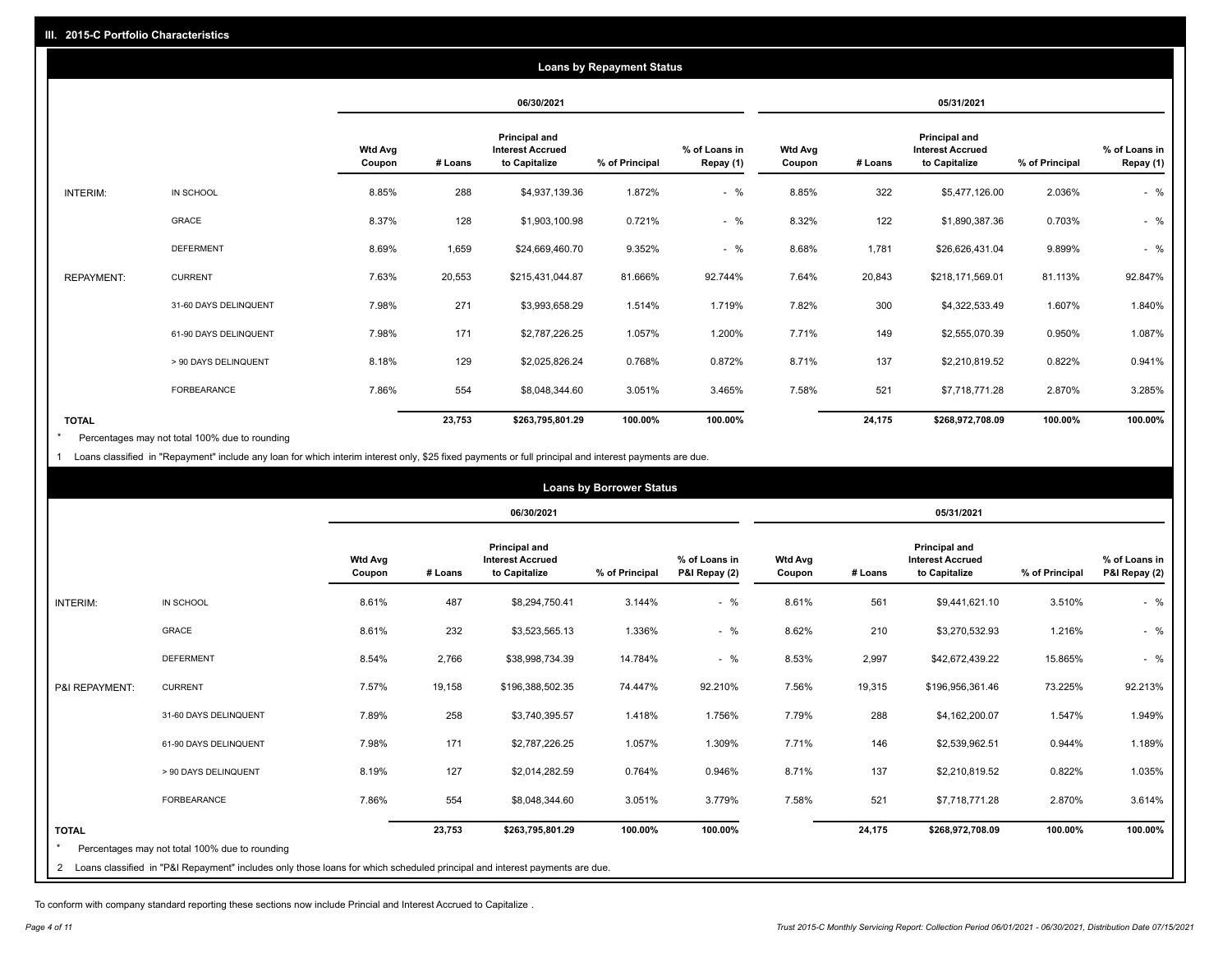## III. 2015-C Portfolio Characteristics

### Loans by Repayment Status

| | | 06/30/2021 | | | | | 05/31/2021 | | | | |
|---|---|---|---|---|---|---|---|---|---|---|---|
| | | Wtd Avg Coupon | # Loans | Principal and Interest Accrued to Capitalize | % of Principal | % of Loans in Repay (1) | Wtd Avg Coupon | # Loans | Principal and Interest Accrued to Capitalize | % of Principal | % of Loans in Repay (1) |
| INTERIM: | IN SCHOOL | 8.85% | 288 | $4,937,139.36 | 1.872% | - % | 8.85% | 322 | $5,477,126.00 | 2.036% | - % |
| | GRACE | 8.37% | 128 | $1,903,100.98 | 0.721% | - % | 8.32% | 122 | $1,890,387.36 | 0.703% | - % |
| | DEFERMENT | 8.69% | 1,659 | $24,669,460.70 | 9.352% | - % | 8.68% | 1,781 | $26,626,431.04 | 9.899% | - % |
| REPAYMENT: | CURRENT | 7.63% | 20,553 | $215,431,044.87 | 81.666% | 92.744% | 7.64% | 20,843 | $218,171,569.01 | 81.113% | 92.847% |
| | 31-60 DAYS DELINQUENT | 7.98% | 271 | $3,993,658.29 | 1.514% | 1.719% | 7.82% | 300 | $4,322,533.49 | 1.607% | 1.840% |
| | 61-90 DAYS DELINQUENT | 7.98% | 171 | $2,787,226.25 | 1.057% | 1.200% | 7.71% | 149 | $2,555,070.39 | 0.950% | 1.087% |
| | > 90 DAYS DELINQUENT | 8.18% | 129 | $2,025,826.24 | 0.768% | 0.872% | 8.71% | 137 | $2,210,819.52 | 0.822% | 0.941% |
| | FORBEARANCE | 7.86% | 554 | $8,048,344.60 | 3.051% | 3.465% | 7.58% | 521 | $7,718,771.28 | 2.870% | 3.285% |
| TOTAL | | | 23,753 | $263,795,801.29 | 100.00% | 100.00% | | 24,175 | $268,972,708.09 | 100.00% | 100.00% |

\* Percentages may not total 100% due to rounding

1 Loans classified in "Repayment" include any loan for which interim interest only, $25 fixed payments or full principal and interest payments are due.

### Loans by Borrower Status

| | | 06/30/2021 | | | | | 05/31/2021 | | | | |
|---|---|---|---|---|---|---|---|---|---|---|---|
| | | Wtd Avg Coupon | # Loans | Principal and Interest Accrued to Capitalize | % of Principal | % of Loans in P&I Repay (2) | Wtd Avg Coupon | # Loans | Principal and Interest Accrued to Capitalize | % of Principal | % of Loans in P&I Repay (2) |
| INTERIM: | IN SCHOOL | 8.61% | 487 | $8,294,750.41 | 3.144% | - % | 8.61% | 561 | $9,441,621.10 | 3.510% | - % |
| | GRACE | 8.61% | 232 | $3,523,565.13 | 1.336% | - % | 8.62% | 210 | $3,270,532.93 | 1.216% | - % |
| | DEFERMENT | 8.54% | 2,766 | $38,998,734.39 | 14.784% | - % | 8.53% | 2,997 | $42,672,439.22 | 15.865% | - % |
| P&I REPAYMENT: | CURRENT | 7.57% | 19,158 | $196,388,502.35 | 74.447% | 92.210% | 7.56% | 19,315 | $196,956,361.46 | 73.225% | 92.213% |
| | 31-60 DAYS DELINQUENT | 7.89% | 258 | $3,740,395.57 | 1.418% | 1.756% | 7.79% | 288 | $4,162,200.07 | 1.547% | 1.949% |
| | 61-90 DAYS DELINQUENT | 7.98% | 171 | $2,787,226.25 | 1.057% | 1.309% | 7.71% | 146 | $2,539,962.51 | 0.944% | 1.189% |
| | > 90 DAYS DELINQUENT | 8.19% | 127 | $2,014,282.59 | 0.764% | 0.946% | 8.71% | 137 | $2,210,819.52 | 0.822% | 1.035% |
| | FORBEARANCE | 7.86% | 554 | $8,048,344.60 | 3.051% | 3.779% | 7.58% | 521 | $7,718,771.28 | 2.870% | 3.614% |
| TOTAL | | | 23,753 | $263,795,801.29 | 100.00% | 100.00% | | 24,175 | $268,972,708.09 | 100.00% | 100.00% |

\* Percentages may not total 100% due to rounding

2 Loans classified in "P&I Repayment" includes only those loans for which scheduled principal and interest payments are due.

To conform with company standard reporting these sections now include Princial and Interest Accrued to Capitalize .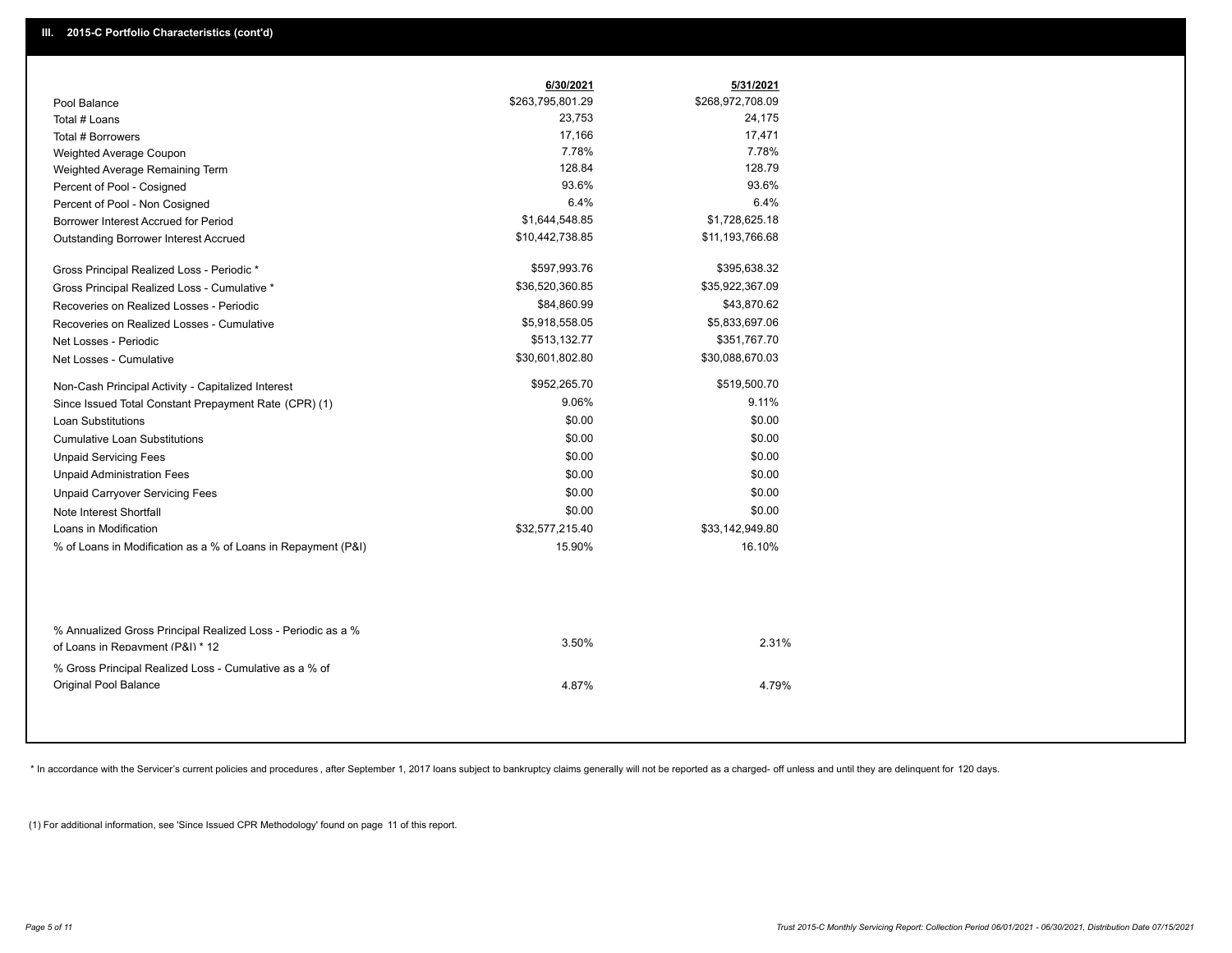## III. 2015-C Portfolio Characteristics (cont'd)

| | 6/30/2021 | 5/31/2021 |
|---|---|---|
| Pool Balance | $263,795,801.29 | $268,972,708.09 |
| Total # Loans | 23,753 | 24,175 |
| Total # Borrowers | 17,166 | 17,471 |
| Weighted Average Coupon | 7.78% | 7.78% |
| Weighted Average Remaining Term | 128.84 | 128.79 |
| Percent of Pool - Cosigned | 93.6% | 93.6% |
| Percent of Pool - Non Cosigned | 6.4% | 6.4% |
| Borrower Interest Accrued for Period | $1,644,548.85 | $1,728,625.18 |
| Outstanding Borrower Interest Accrued | $10,442,738.85 | $11,193,766.68 |
| Gross Principal Realized Loss - Periodic * | $597,993.76 | $395,638.32 |
| Gross Principal Realized Loss - Cumulative * | $36,520,360.85 | $35,922,367.09 |
| Recoveries on Realized Losses - Periodic | $84,860.99 | $43,870.62 |
| Recoveries on Realized Losses - Cumulative | $5,918,558.05 | $5,833,697.06 |
| Net Losses - Periodic | $513,132.77 | $351,767.70 |
| Net Losses - Cumulative | $30,601,802.80 | $30,088,670.03 |
| Non-Cash Principal Activity - Capitalized Interest | $952,265.70 | $519,500.70 |
| Since Issued Total Constant Prepayment Rate (CPR) (1) | 9.06% | 9.11% |
| Loan Substitutions | $0.00 | $0.00 |
| Cumulative Loan Substitutions | $0.00 | $0.00 |
| Unpaid Servicing Fees | $0.00 | $0.00 |
| Unpaid Administration Fees | $0.00 | $0.00 |
| Unpaid Carryover Servicing Fees | $0.00 | $0.00 |
| Note Interest Shortfall | $0.00 | $0.00 |
| Loans in Modification | $32,577,215.40 | $33,142,949.80 |
| % of Loans in Modification as a % of Loans in Repayment (P&I) | 15.90% | 16.10% |
| % Annualized Gross Principal Realized Loss - Periodic as a % of Loans in Repayment (P&I) * 12 | 3.50% | 2.31% |
| % Gross Principal Realized Loss - Cumulative as a % of Original Pool Balance | 4.87% | 4.79% |

* In accordance with the Servicer's current policies and procedures , after September 1, 2017 loans subject to bankruptcy claims generally will not be reported as a charged- off unless and until they are delinquent for 120 days.

(1) For additional information, see 'Since Issued CPR Methodology' found on page 11 of this report.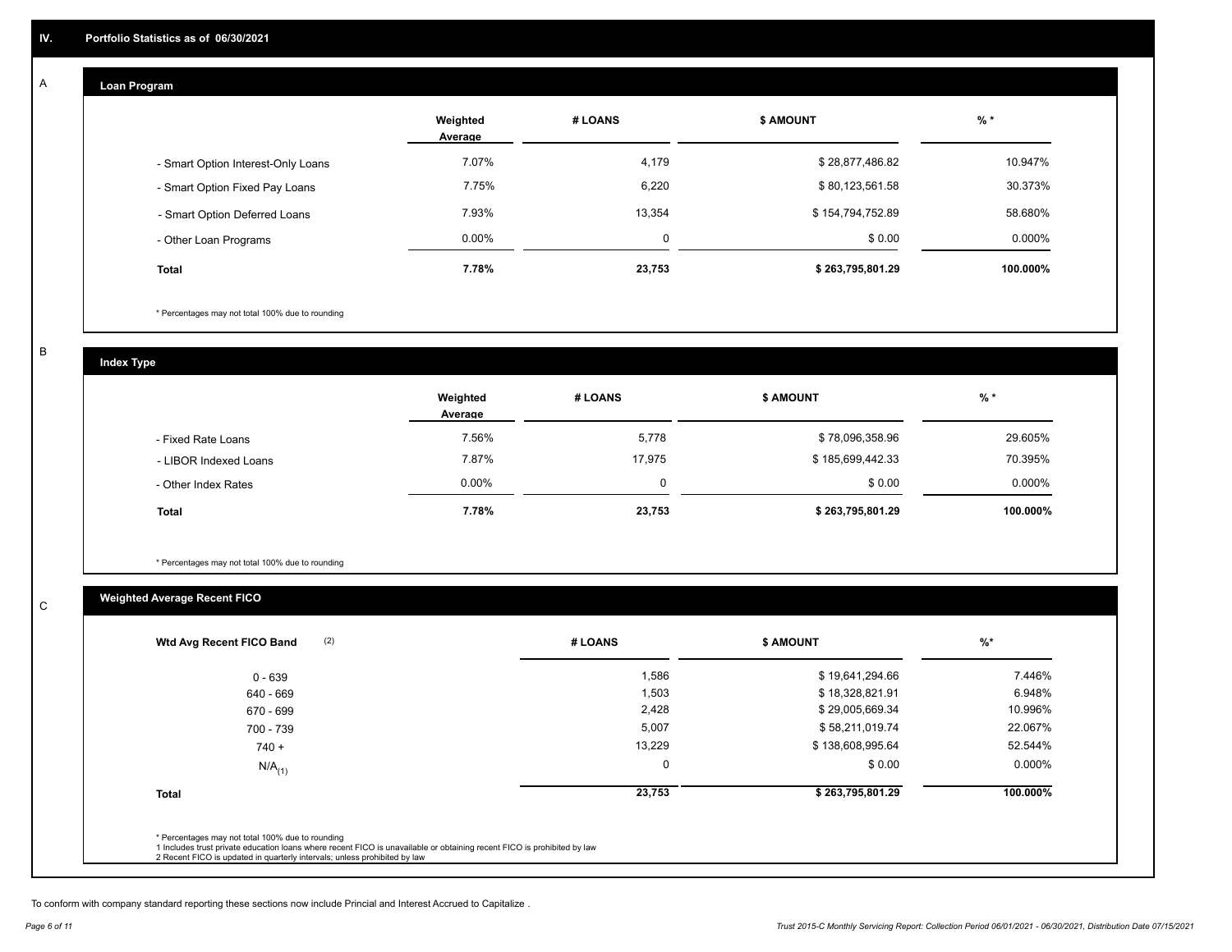## IV. Portfolio Statistics as of 06/30/2021

### A Loan Program

| | Weighted Average | # LOANS | $ AMOUNT | % * |
|---|---|---|---|---|
| - Smart Option Interest-Only Loans | 7.07% | 4,179 | $ 28,877,486.82 | 10.947% |
| - Smart Option Fixed Pay Loans | 7.75% | 6,220 | $ 80,123,561.58 | 30.373% |
| - Smart Option Deferred Loans | 7.93% | 13,354 | $ 154,794,752.89 | 58.680% |
| - Other Loan Programs | 0.00% | 0 | $ 0.00 | 0.000% |
| **Total** | **7.78%** | **23,753** | **$ 263,795,801.29** | **100.000%** |

\* Percentages may not total 100% due to rounding

### B Index Type

| | Weighted Average | # LOANS | $ AMOUNT | % * |
|---|---|---|---|---|
| - Fixed Rate Loans | 7.56% | 5,778 | $ 78,096,358.96 | 29.605% |
| - LIBOR Indexed Loans | 7.87% | 17,975 | $ 185,699,442.33 | 70.395% |
| - Other Index Rates | 0.00% | 0 | $ 0.00 | 0.000% |
| **Total** | **7.78%** | **23,753** | **$ 263,795,801.29** | **100.000%** |

\* Percentages may not total 100% due to rounding

### C Weighted Average Recent FICO

| Wtd Avg Recent FICO Band (2) | # LOANS | $ AMOUNT | %* |
|---|---|---|---|
| 0 - 639 | 1,586 | $ 19,641,294.66 | 7.446% |
| 640 - 669 | 1,503 | $ 18,328,821.91 | 6.948% |
| 670 - 699 | 2,428 | $ 29,005,669.34 | 10.996% |
| 700 - 739 | 5,007 | $ 58,211,019.74 | 22.067% |
| 740 + | 13,229 | $ 138,608,995.64 | 52.544% |
| N/A(1) | 0 | $ 0.00 | 0.000% |
| **Total** | **23,753** | **$ 263,795,801.29** | **100.000%** |

\* Percentages may not total 100% due to rounding
1 Includes trust private education loans where recent FICO is unavailable or obtaining recent FICO is prohibited by law
2 Recent FICO is updated in quarterly intervals; unless prohibited by law

To conform with company standard reporting these sections now include Princial and Interest Accrued to Capitalize .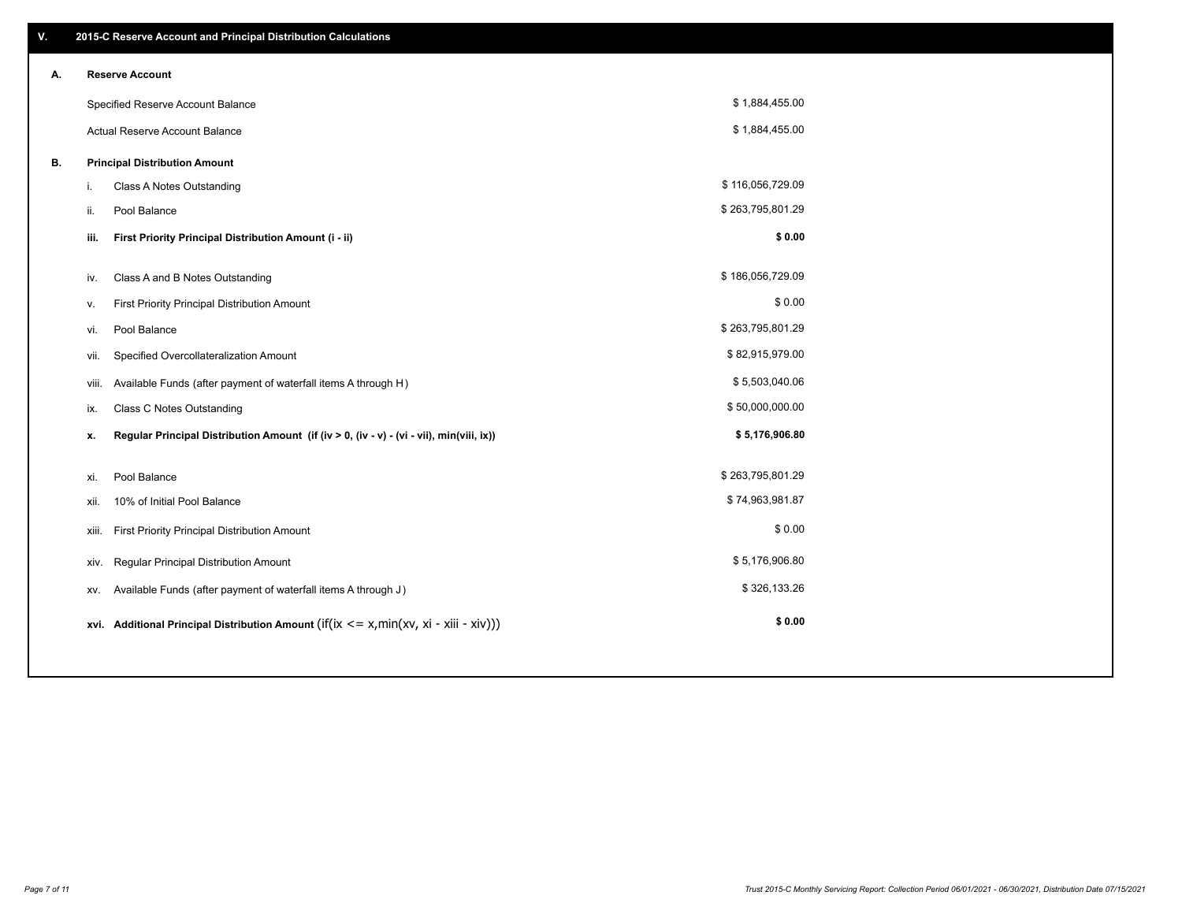## V. 2015-C Reserve Account and Principal Distribution Calculations

### A. Reserve Account

| | |
|---|---|
| Specified Reserve Account Balance | $ 1,884,455.00 |
| Actual Reserve Account Balance | $ 1,884,455.00 |

### B. Principal Distribution Amount

| | | |
|---|---|---|
| i. | Class A Notes Outstanding | $ 116,056,729.09 |
| ii. | Pool Balance | $ 263,795,801.29 |
| **iii.** | **First Priority Principal Distribution Amount (i - ii)** | **$ 0.00** |
| iv. | Class A and B Notes Outstanding | $ 186,056,729.09 |
| v. | First Priority Principal Distribution Amount | $ 0.00 |
| vi. | Pool Balance | $ 263,795,801.29 |
| vii. | Specified Overcollateralization Amount | $ 82,915,979.00 |
| viii. | Available Funds (after payment of waterfall items A through H) | $ 5,503,040.06 |
| ix. | Class C Notes Outstanding | $ 50,000,000.00 |
| **x.** | **Regular Principal Distribution Amount (if (iv > 0, (iv - v) - (vi - vii), min(viii, ix))** | **$ 5,176,906.80** |
| xi. | Pool Balance | $ 263,795,801.29 |
| xii. | 10% of Initial Pool Balance | $ 74,963,981.87 |
| xiii. | First Priority Principal Distribution Amount | $ 0.00 |
| xiv. | Regular Principal Distribution Amount | $ 5,176,906.80 |
| xv. | Available Funds (after payment of waterfall items A through J) | $ 326,133.26 |
| **xvi.** | **Additional Principal Distribution Amount** (if(ix <= x,min(xv, xi - xiii - xiv))) | **$ 0.00** |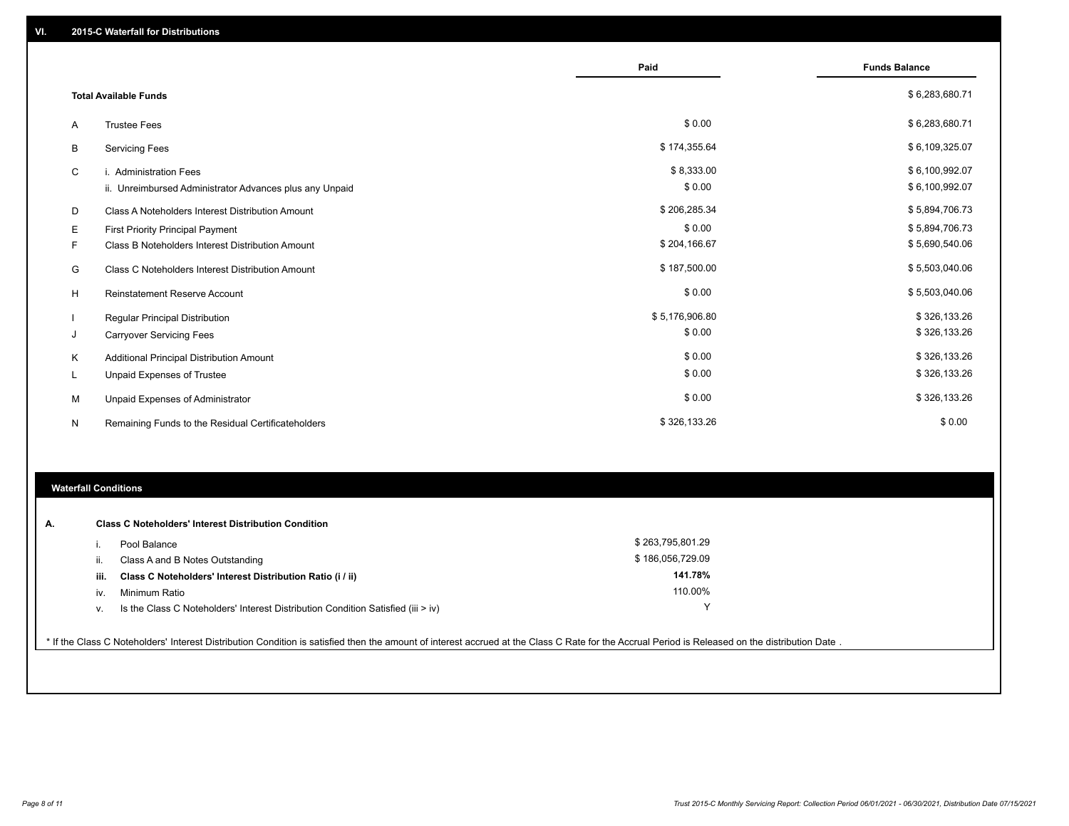## VI. 2015-C Waterfall for Distributions

| | | Paid | Funds Balance |
|---|---|---|---|
| | **Total Available Funds** | | $ 6,283,680.71 |
| A | Trustee Fees | $ 0.00 | $ 6,283,680.71 |
| B | Servicing Fees | $ 174,355.64 | $ 6,109,325.07 |
| C | i. Administration Fees | $ 8,333.00 | $ 6,100,992.07 |
| | ii. Unreimbursed Administrator Advances plus any Unpaid | $ 0.00 | $ 6,100,992.07 |
| D | Class A Noteholders Interest Distribution Amount | $ 206,285.34 | $ 5,894,706.73 |
| E | First Priority Principal Payment | $ 0.00 | $ 5,894,706.73 |
| F | Class B Noteholders Interest Distribution Amount | $ 204,166.67 | $ 5,690,540.06 |
| G | Class C Noteholders Interest Distribution Amount | $ 187,500.00 | $ 5,503,040.06 |
| H | Reinstatement Reserve Account | $ 0.00 | $ 5,503,040.06 |
| I | Regular Principal Distribution | $ 5,176,906.80 | $ 326,133.26 |
| J | Carryover Servicing Fees | $ 0.00 | $ 326,133.26 |
| K | Additional Principal Distribution Amount | $ 0.00 | $ 326,133.26 |
| L | Unpaid Expenses of Trustee | $ 0.00 | $ 326,133.26 |
| M | Unpaid Expenses of Administrator | $ 0.00 | $ 326,133.26 |
| N | Remaining Funds to the Residual Certificateholders | $ 326,133.26 | $ 0.00 |

### Waterfall Conditions

**A. Class C Noteholders' Interest Distribution Condition**

| | | |
|---|---|---|
| i. | Pool Balance | $ 263,795,801.29 |
| ii. | Class A and B Notes Outstanding | $ 186,056,729.09 |
| **iii.** | **Class C Noteholders' Interest Distribution Ratio (i / ii)** | **141.78%** |
| iv. | Minimum Ratio | 110.00% |
| v. | Is the Class C Noteholders' Interest Distribution Condition Satisfied (iii > iv) | Y |

* If the Class C Noteholders' Interest Distribution Condition is satisfied then the amount of interest accrued at the Class C Rate for the Accrual Period is Released on the distribution Date .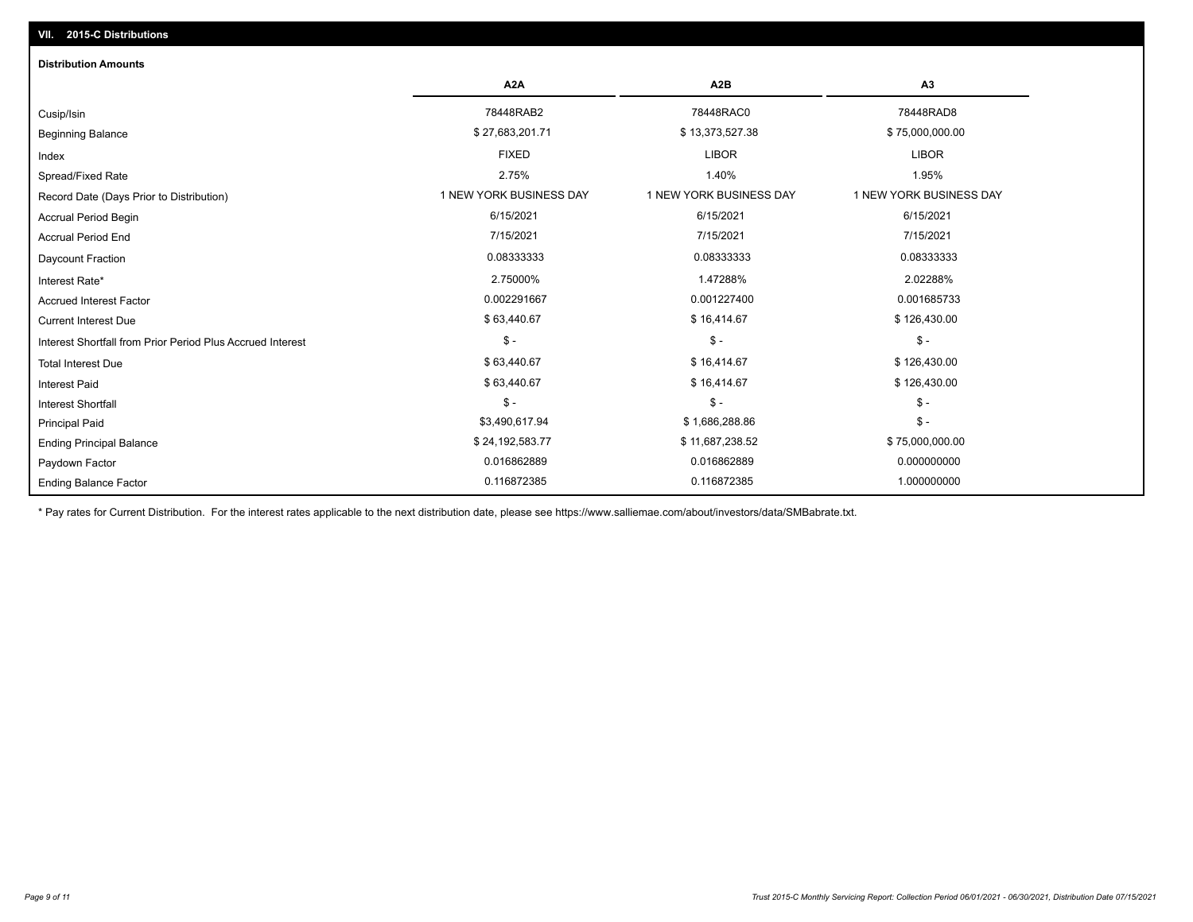## VII. 2015-C Distributions

### Distribution Amounts

| | A2A | A2B | A3 |
|---|---|---|---|
| Cusip/Isin | 78448RAB2 | 78448RAC0 | 78448RAD8 |
| Beginning Balance | $ 27,683,201.71 | $ 13,373,527.38 | $ 75,000,000.00 |
| Index | FIXED | LIBOR | LIBOR |
| Spread/Fixed Rate | 2.75% | 1.40% | 1.95% |
| Record Date (Days Prior to Distribution) | 1 NEW YORK BUSINESS DAY | 1 NEW YORK BUSINESS DAY | 1 NEW YORK BUSINESS DAY |
| Accrual Period Begin | 6/15/2021 | 6/15/2021 | 6/15/2021 |
| Accrual Period End | 7/15/2021 | 7/15/2021 | 7/15/2021 |
| Daycount Fraction | 0.08333333 | 0.08333333 | 0.08333333 |
| Interest Rate* | 2.75000% | 1.47288% | 2.02288% |
| Accrued Interest Factor | 0.002291667 | 0.001227400 | 0.001685733 |
| Current Interest Due | $ 63,440.67 | $ 16,414.67 | $ 126,430.00 |
| Interest Shortfall from Prior Period Plus Accrued Interest | $ - | $ - | $ - |
| Total Interest Due | $ 63,440.67 | $ 16,414.67 | $ 126,430.00 |
| Interest Paid | $ 63,440.67 | $ 16,414.67 | $ 126,430.00 |
| Interest Shortfall | $ - | $ - | $ - |
| Principal Paid | $3,490,617.94 | $ 1,686,288.86 | $ - |
| Ending Principal Balance | $ 24,192,583.77 | $ 11,687,238.52 | $ 75,000,000.00 |
| Paydown Factor | 0.016862889 | 0.016862889 | 0.000000000 |
| Ending Balance Factor | 0.116872385 | 0.116872385 | 1.000000000 |

* Pay rates for Current Distribution. For the interest rates applicable to the next distribution date, please see https://www.salliemae.com/about/investors/data/SMBabrate.txt.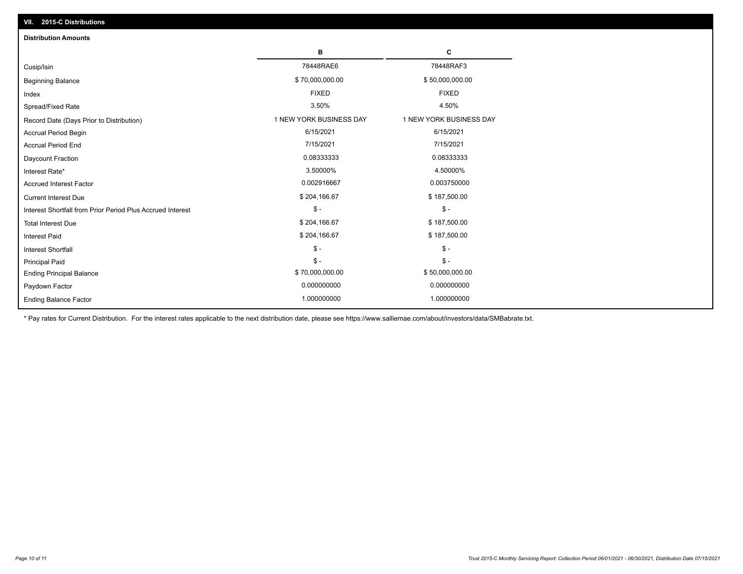## VII. 2015-C Distributions

### Distribution Amounts

| | B | C |
|---|---|---|
| Cusip/Isin | 78448RAE6 | 78448RAF3 |
| Beginning Balance | $ 70,000,000.00 | $ 50,000,000.00 |
| Index | FIXED | FIXED |
| Spread/Fixed Rate | 3.50% | 4.50% |
| Record Date (Days Prior to Distribution) | 1 NEW YORK BUSINESS DAY | 1 NEW YORK BUSINESS DAY |
| Accrual Period Begin | 6/15/2021 | 6/15/2021 |
| Accrual Period End | 7/15/2021 | 7/15/2021 |
| Daycount Fraction | 0.08333333 | 0.08333333 |
| Interest Rate* | 3.50000% | 4.50000% |
| Accrued Interest Factor | 0.002916667 | 0.003750000 |
| Current Interest Due | $ 204,166.67 | $ 187,500.00 |
| Interest Shortfall from Prior Period Plus Accrued Interest | $ - | $ - |
| Total Interest Due | $ 204,166.67 | $ 187,500.00 |
| Interest Paid | $ 204,166.67 | $ 187,500.00 |
| Interest Shortfall | $ - | $ - |
| Principal Paid | $ - | $ - |
| Ending Principal Balance | $ 70,000,000.00 | $ 50,000,000.00 |
| Paydown Factor | 0.000000000 | 0.000000000 |
| Ending Balance Factor | 1.000000000 | 1.000000000 |

* Pay rates for Current Distribution. For the interest rates applicable to the next distribution date, please see https://www.salliemae.com/about/investors/data/SMBabrate.txt.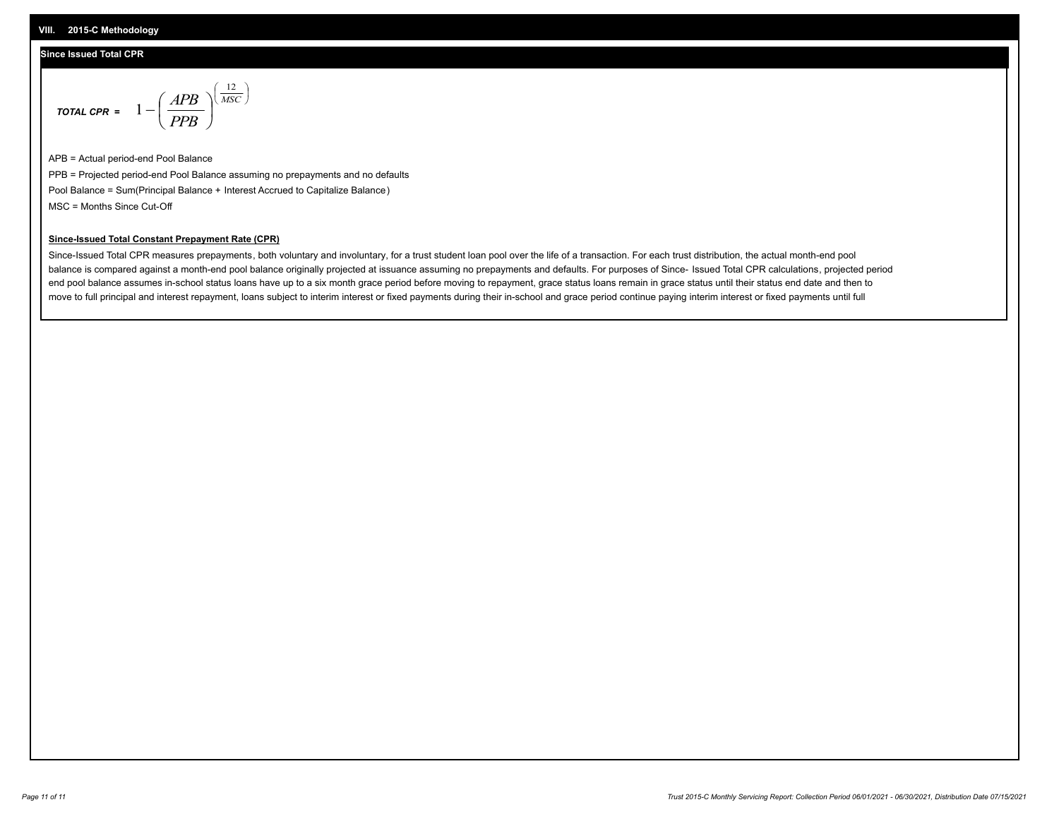## VIII. 2015-C Methodology

### Since Issued Total CPR

$$\textit{TOTAL CPR} = 1 - \left( \frac{APB}{PPB} \right)^{\left( \frac{12}{MSC} \right)}$$

APB = Actual period-end Pool Balance

PPB = Projected period-end Pool Balance assuming no prepayments and no defaults

Pool Balance = Sum(Principal Balance + Interest Accrued to Capitalize Balance)

MSC = Months Since Cut-Off

**Since-Issued Total Constant Prepayment Rate (CPR)**

Since-Issued Total CPR measures prepayments, both voluntary and involuntary, for a trust student loan pool over the life of a transaction. For each trust distribution, the actual month-end pool balance is compared against a month-end pool balance originally projected at issuance assuming no prepayments and defaults. For purposes of Since- Issued Total CPR calculations, projected period end pool balance assumes in-school status loans have up to a six month grace period before moving to repayment, grace status loans remain in grace status until their status end date and then to move to full principal and interest repayment, loans subject to interim interest or fixed payments during their in-school and grace period continue paying interim interest or fixed payments until full